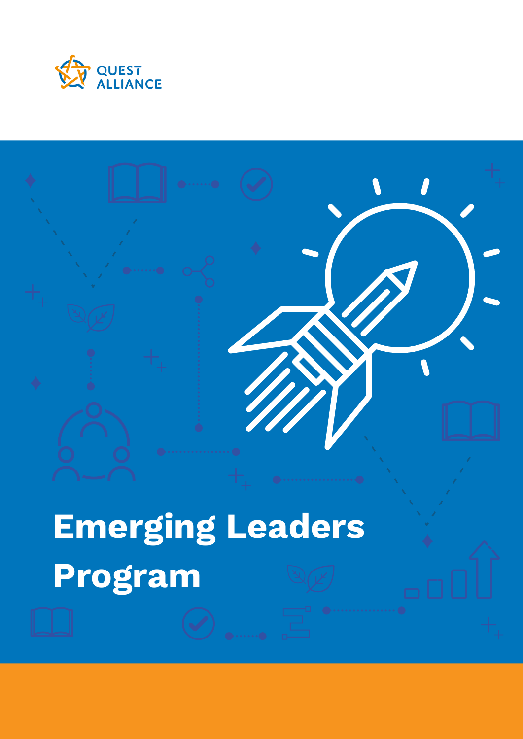QUEST ALLIANCE

# Emerging Leaders Program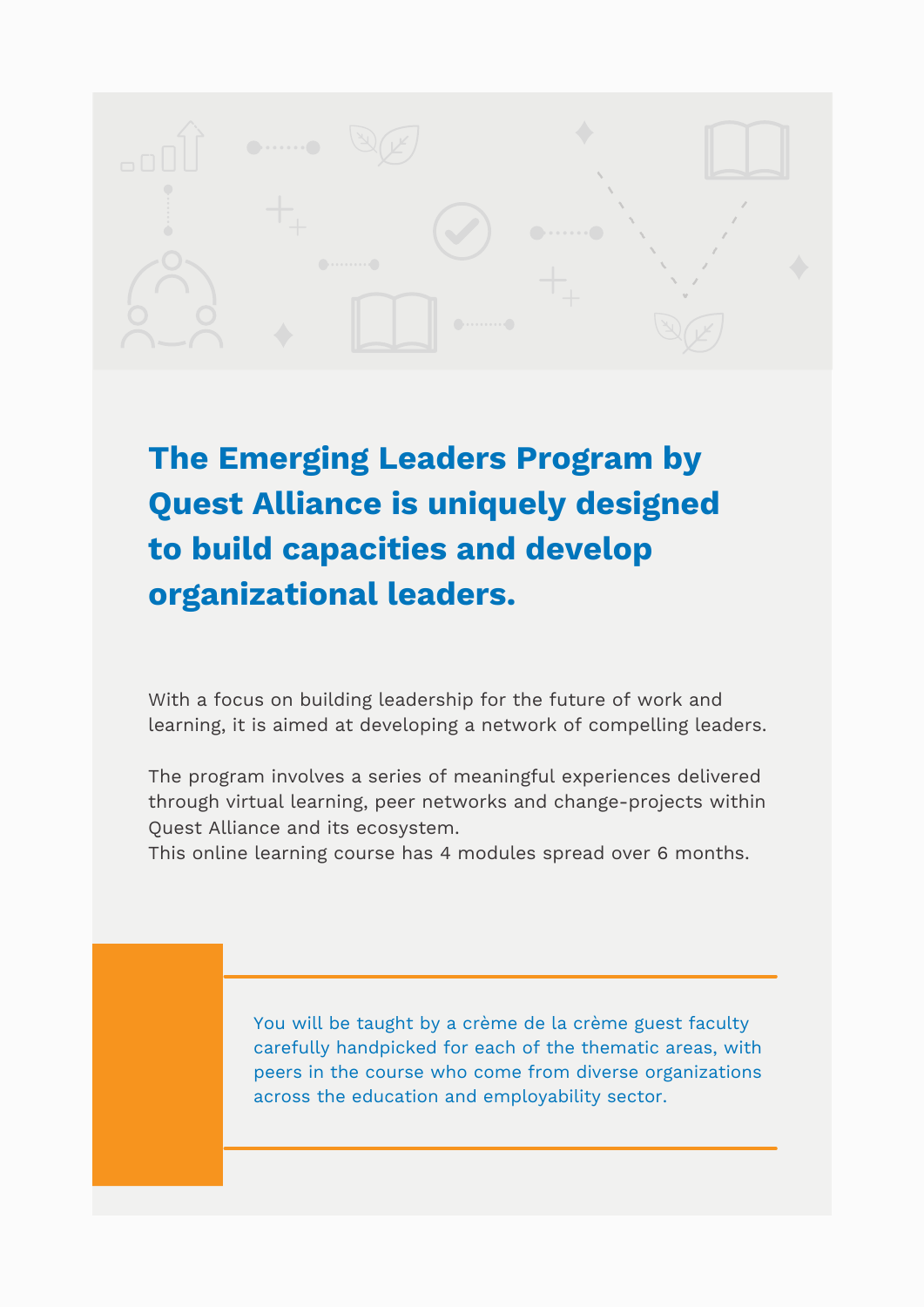## The Emerging Leaders Program by Quest Alliance is uniquely designed to build capacities and develop organizational leaders.

With a focus on building leadership for the future of work and learning, it is aimed at developing a network of compelling leaders.

The program involves a series of meaningful experiences delivered through virtual learning, peer networks and change-projects within Quest Alliance and its ecosystem.
This online learning course has 4 modules spread over 6 months.

You will be taught by a crème de la crème guest faculty carefully handpicked for each of the thematic areas, with peers in the course who come from diverse organizations across the education and employability sector.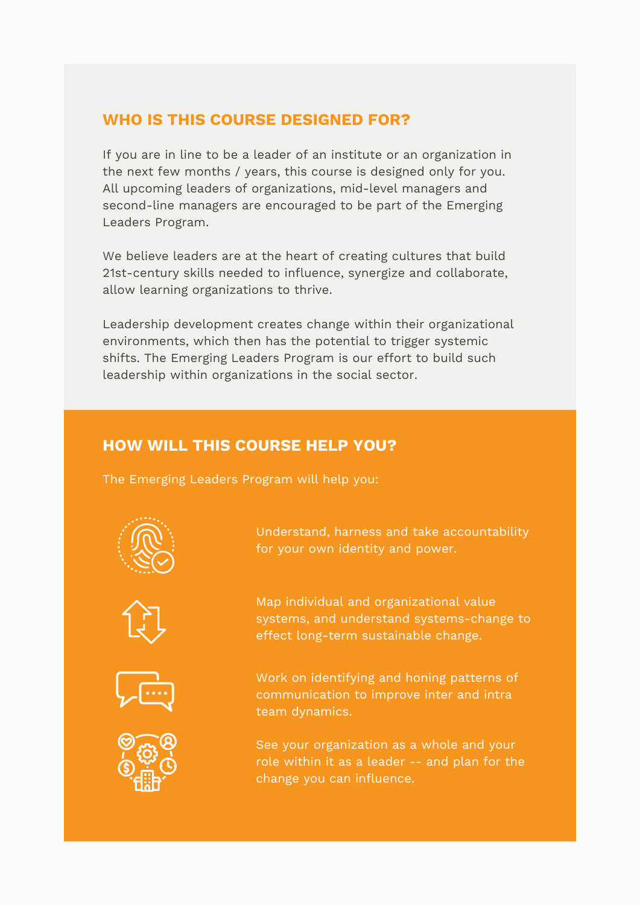## WHO IS THIS COURSE DESIGNED FOR?

If you are in line to be a leader of an institute or an organization in the next few months / years, this course is designed only for you. All upcoming leaders of organizations, mid-level managers and second-line managers are encouraged to be part of the Emerging Leaders Program.

We believe leaders are at the heart of creating cultures that build 21st-century skills needed to influence, synergize and collaborate, allow learning organizations to thrive.

Leadership development creates change within their organizational environments, which then has the potential to trigger systemic shifts. The Emerging Leaders Program is our effort to build such leadership within organizations in the social sector.

## HOW WILL THIS COURSE HELP YOU?

The Emerging Leaders Program will help you:

- Understand, harness and take accountability for your own identity and power.
- Map individual and organizational value systems, and understand systems-change to effect long-term sustainable change.
- Work on identifying and honing patterns of communication to improve inter and intra team dynamics.
- See your organization as a whole and your role within it as a leader -- and plan for the change you can influence.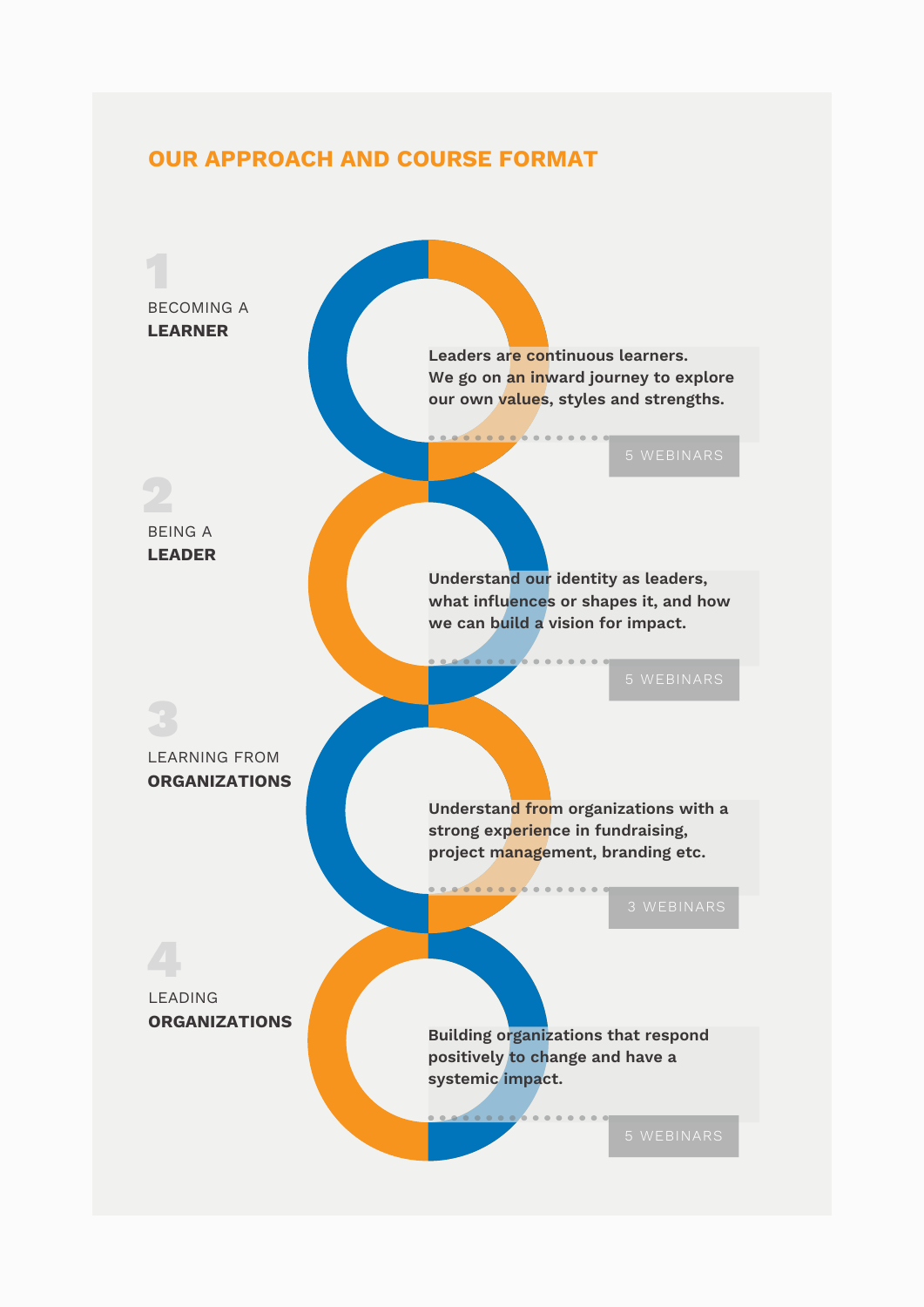## OUR APPROACH AND COURSE FORMAT

### 1

BECOMING A
**LEARNER**

**Leaders are continuous learners. We go on an inward journey to explore our own values, styles and strengths.**

5 WEBINARS

### 2

BEING A
**LEADER**

**Understand our identity as leaders, what influences or shapes it, and how we can build a vision for impact.**

5 WEBINARS

### 3

LEARNING FROM
**ORGANIZATIONS**

**Understand from organizations with a strong experience in fundraising, project management, branding etc.**

3 WEBINARS

### 4

LEADING
**ORGANIZATIONS**

**Building organizations that respond positively to change and have a systemic impact.**

5 WEBINARS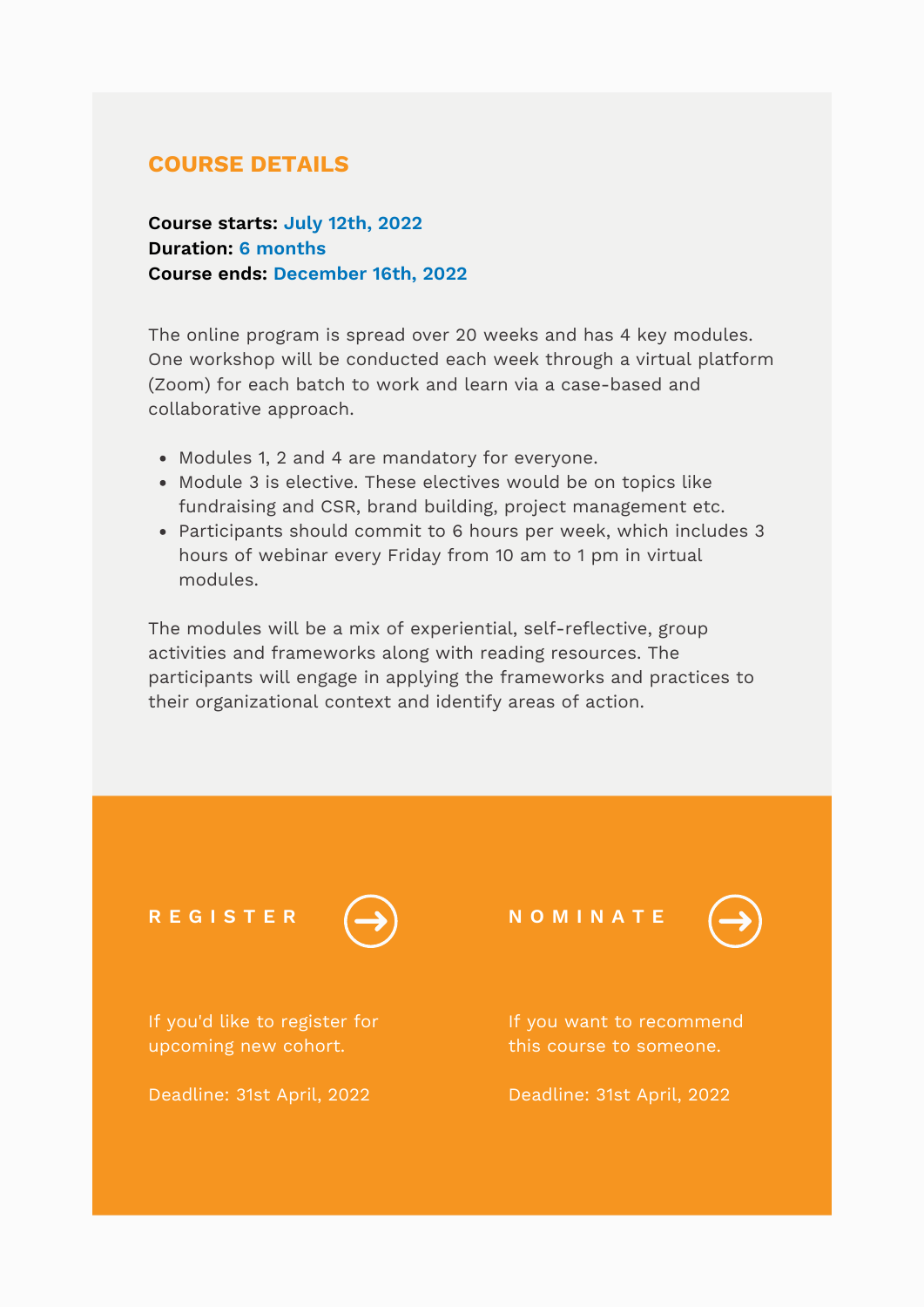## COURSE DETAILS

**Course starts:** **July 12th, 2022**
**Duration:** **6 months**
**Course ends:** **December 16th, 2022**

The online program is spread over 20 weeks and has 4 key modules. One workshop will be conducted each week through a virtual platform (Zoom) for each batch to work and learn via a case-based and collaborative approach.

- Modules 1, 2 and 4 are mandatory for everyone.
- Module 3 is elective. These electives would be on topics like fundraising and CSR, brand building, project management etc.
- Participants should commit to 6 hours per week, which includes 3 hours of webinar every Friday from 10 am to 1 pm in virtual modules.

The modules will be a mix of experiential, self-reflective, group activities and frameworks along with reading resources. The participants will engage in applying the frameworks and practices to their organizational context and identify areas of action.

### REGISTER

If you'd like to register for upcoming new cohort.

Deadline: 31st April, 2022

### NOMINATE

If you want to recommend this course to someone.

Deadline: 31st April, 2022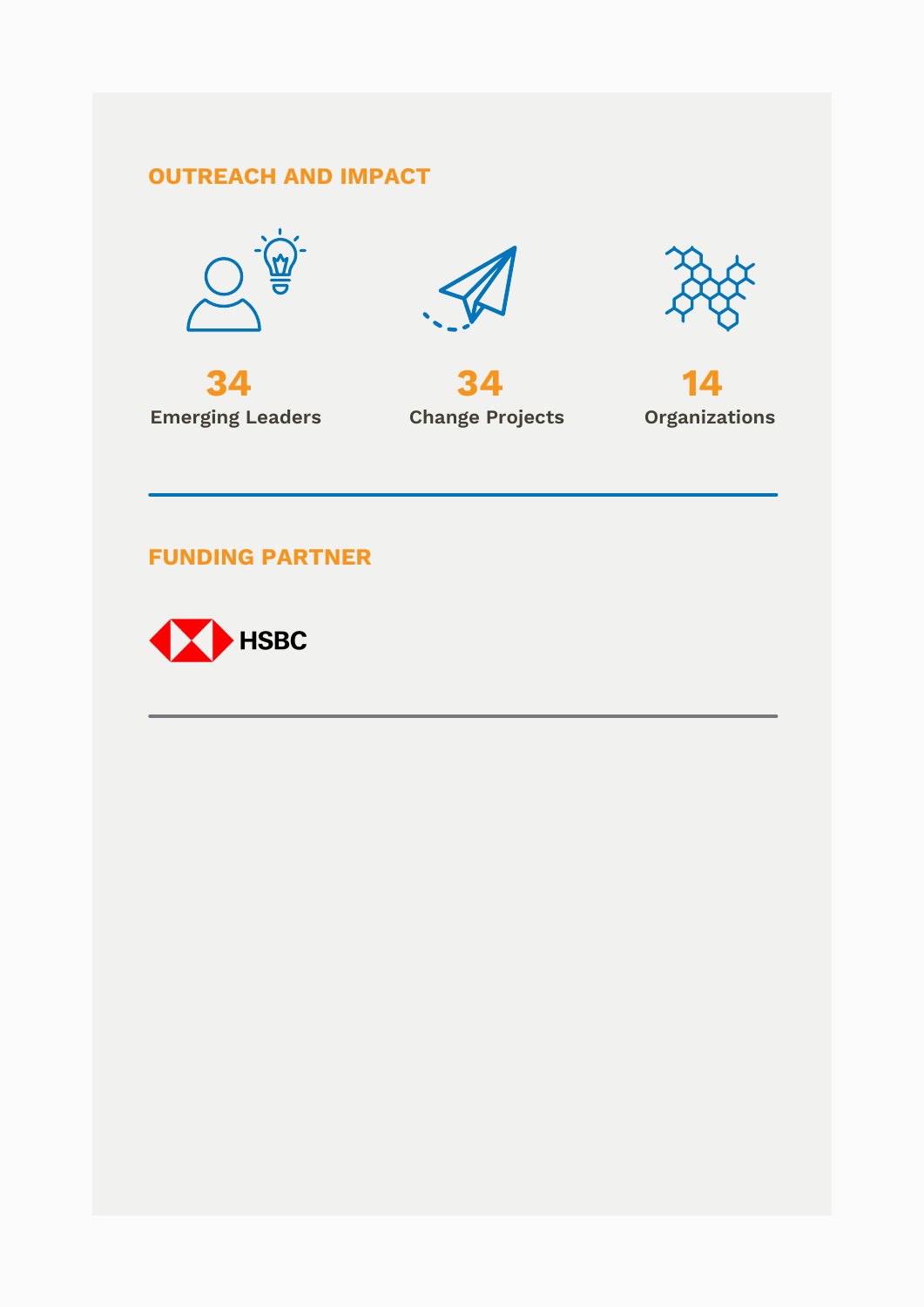## OUTREACH AND IMPACT

**34**
Emerging Leaders

**34**
Change Projects

**14**
Organizations

## FUNDING PARTNER

HSBC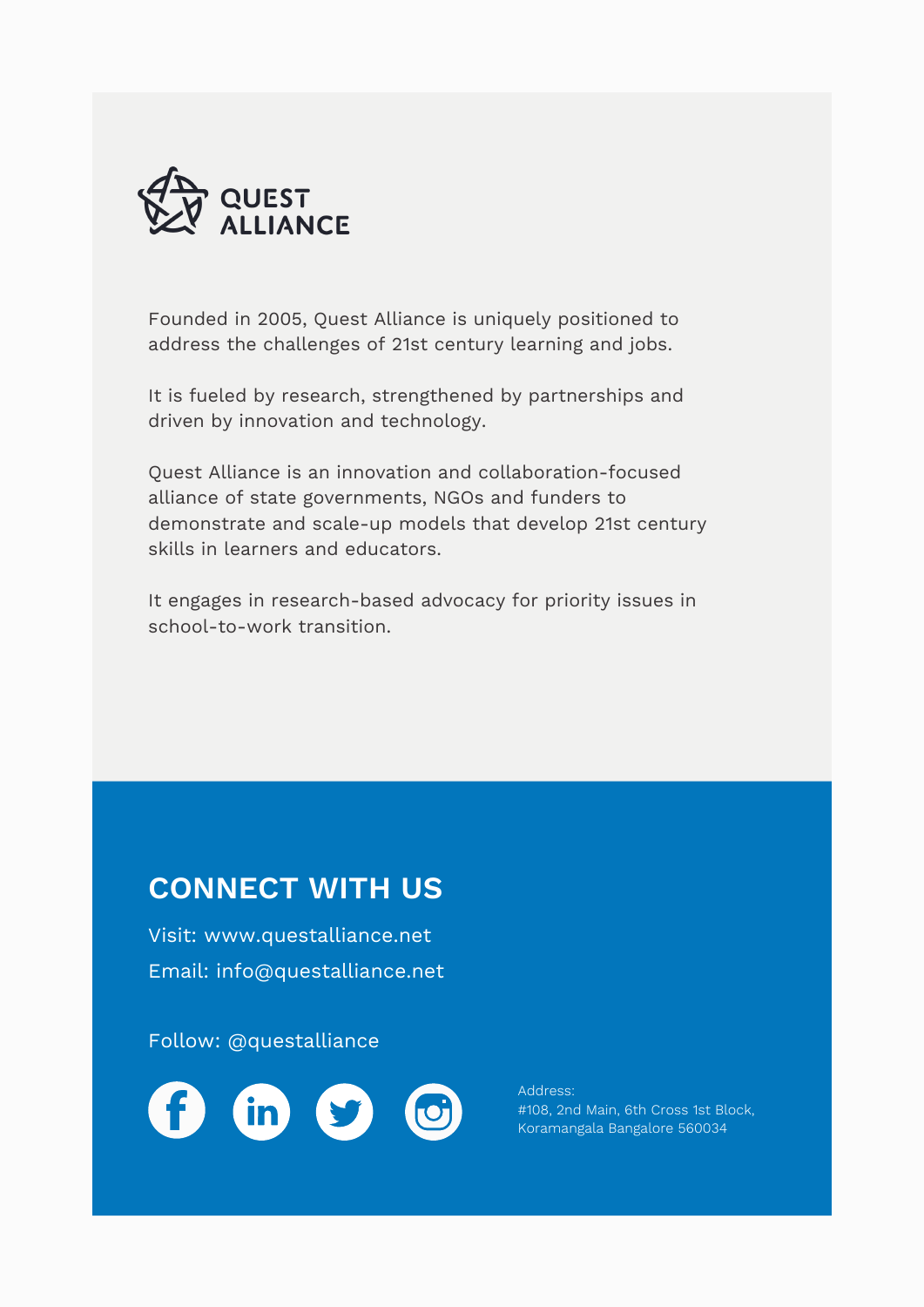QUEST ALLIANCE

Founded in 2005, Quest Alliance is uniquely positioned to address the challenges of 21st century learning and jobs.

It is fueled by research, strengthened by partnerships and driven by innovation and technology.

Quest Alliance is an innovation and collaboration-focused alliance of state governments, NGOs and funders to demonstrate and scale-up models that develop 21st century skills in learners and educators.

It engages in research-based advocacy for priority issues in school-to-work transition.

## CONNECT WITH US

Visit: www.questalliance.net

Email: info@questalliance.net

Follow: @questalliance

Address:
#108, 2nd Main, 6th Cross 1st Block,
Koramangala Bangalore 560034